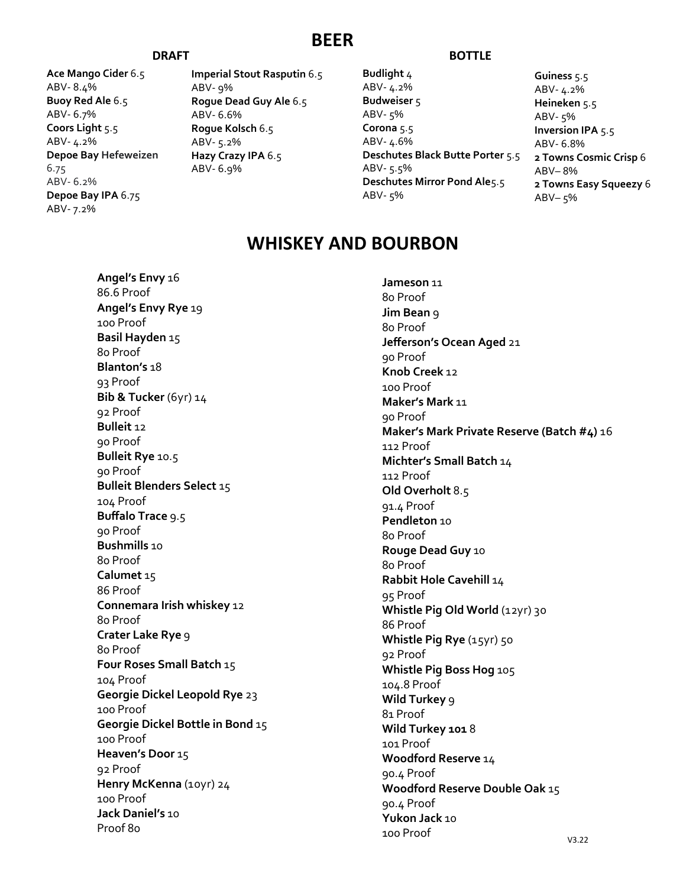# BEER

### DRAFT

**Ace Mango Cider** 6.5
ABV- 8.4%

**Buoy Red Ale** 6.5
ABV- 6.7%

**Coors Light** 5.5
ABV- 4.2%

**Depoe Bay Hefeweizen** 6.75
ABV- 6.2%

**Depoe Bay IPA** 6.75
ABV- 7.2%

**Imperial Stout Rasputin** 6.5
ABV- 9%

**Rogue Dead Guy Ale** 6.5
ABV- 6.6%

**Rogue Kolsch** 6.5
ABV- 5.2%

**Hazy Crazy IPA** 6.5
ABV- 6.9%

### BOTTLE

**Budlight** 4
ABV- 4.2%

**Budweiser** 5
ABV- 5%

**Corona** 5.5
ABV- 4.6%

**Deschutes Black Butte Porter** 5.5
ABV- 5.5%

**Deschutes Mirror Pond Ale**5.5
ABV- 5%

**Guiness** 5.5
ABV- 4.2%

**Heineken** 5.5
ABV- 5%

**Inversion IPA** 5.5
ABV- 6.8%

**2 Towns Cosmic Crisp** 6
ABV– 8%

**2 Towns Easy Squeezy** 6
ABV– 5%

# WHISKEY AND BOURBON

**Angel's Envy** 16
86.6 Proof

**Angel's Envy Rye** 19
100 Proof

**Basil Hayden** 15
80 Proof

**Blanton's** 18
93 Proof

**Bib & Tucker** (6yr) 14
92 Proof

**Bulleit** 12
90 Proof

**Bulleit Rye** 10.5
90 Proof

**Bulleit Blenders Select** 15
104 Proof

**Buffalo Trace** 9.5
90 Proof

**Bushmills** 10
80 Proof

**Calumet** 15
86 Proof

**Connemara Irish whiskey** 12
80 Proof

**Crater Lake Rye** 9
80 Proof

**Four Roses Small Batch** 15
104 Proof

**Georgie Dickel Leopold Rye** 23
100 Proof

**Georgie Dickel Bottle in Bond** 15
100 Proof

**Heaven's Door** 15
92 Proof

**Henry McKenna** (10yr) 24
100 Proof

**Jack Daniel's** 10
Proof 80

**Jameson** 11
80 Proof

**Jim Bean** 9
80 Proof

**Jefferson's Ocean Aged** 21
90 Proof

**Knob Creek** 12
100 Proof

**Maker's Mark** 11
90 Proof

**Maker's Mark Private Reserve (Batch #4)** 16
112 Proof

**Michter's Small Batch** 14
112 Proof

**Old Overholt** 8.5
91.4 Proof

**Pendleton** 10
80 Proof

**Rouge Dead Guy** 10
80 Proof

**Rabbit Hole Cavehill** 14
95 Proof

**Whistle Pig Old World** (12yr) 30
86 Proof

**Whistle Pig Rye** (15yr) 50
92 Proof

**Whistle Pig Boss Hog** 105
104.8 Proof

**Wild Turkey** 9
81 Proof

**Wild Turkey 101** 8
101 Proof

**Woodford Reserve** 14
90.4 Proof

**Woodford Reserve Double Oak** 15
90.4 Proof

**Yukon Jack** 10
100 Proof

V3.22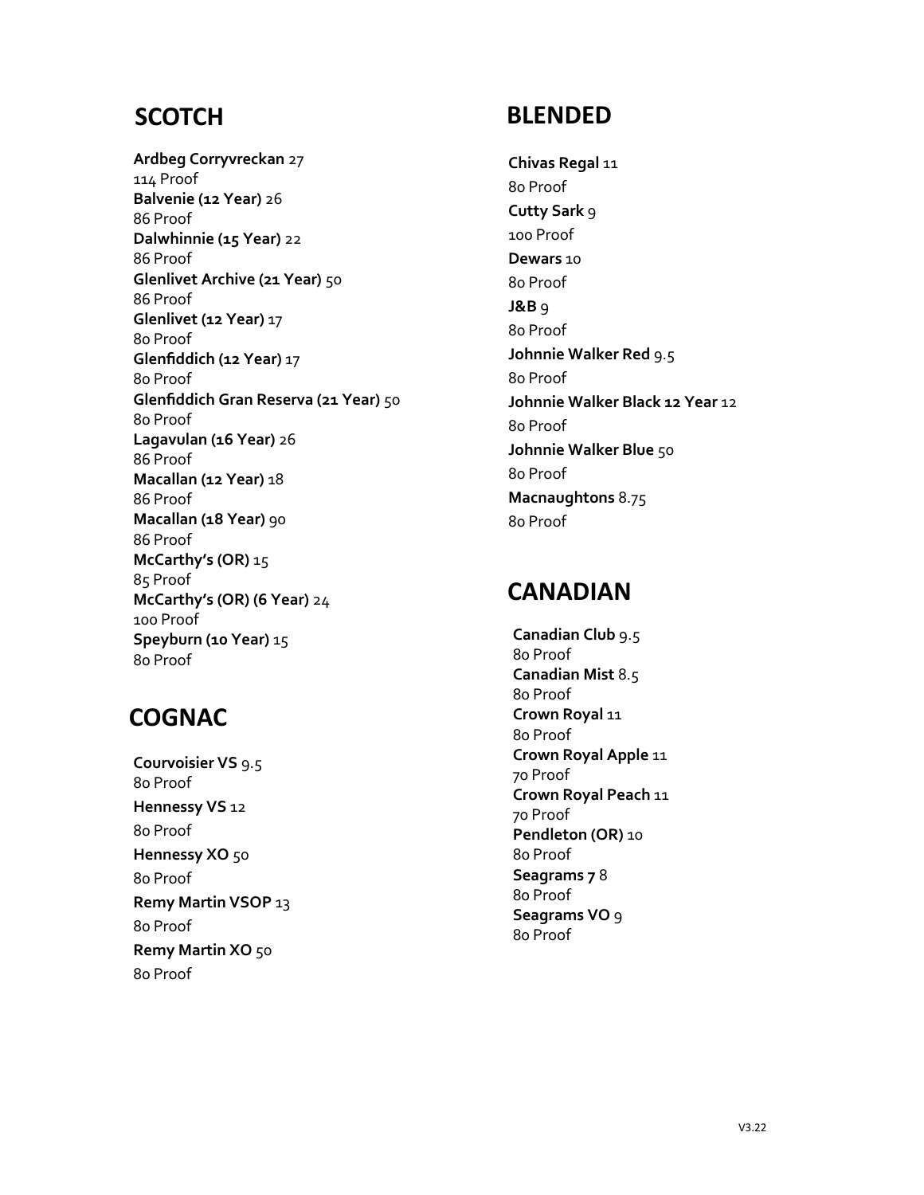## SCOTCH

**Ardbeg Corryvreckan** 27
114 Proof
**Balvenie (12 Year)** 26
86 Proof
**Dalwhinnie (15 Year)** 22
86 Proof
**Glenlivet Archive (21 Year)** 50
86 Proof
**Glenlivet (12 Year)** 17
80 Proof
**Glenfiddich (12 Year)** 17
80 Proof
**Glenfiddich Gran Reserva (21 Year)** 50
80 Proof
**Lagavulan (16 Year)** 26
86 Proof
**Macallan (12 Year)** 18
86 Proof
**Macallan (18 Year)** 90
86 Proof
**McCarthy's (OR)** 15
85 Proof
**McCarthy's (OR) (6 Year)** 24
100 Proof
**Speyburn (10 Year)** 15
80 Proof

## COGNAC

**Courvoisier VS** 9.5
80 Proof
**Hennessy VS** 12
80 Proof
**Hennessy XO** 50
80 Proof
**Remy Martin VSOP** 13
80 Proof
**Remy Martin XO** 50
80 Proof

## BLENDED

**Chivas Regal** 11
80 Proof
**Cutty Sark** 9
100 Proof
**Dewars** 10
80 Proof
**J&B** 9
80 Proof
**Johnnie Walker Red** 9.5
80 Proof
**Johnnie Walker Black 12 Year** 12
80 Proof
**Johnnie Walker Blue** 50
80 Proof
**Macnaughtons** 8.75
80 Proof

## CANADIAN

**Canadian Club** 9.5
80 Proof
**Canadian Mist** 8.5
80 Proof
**Crown Royal** 11
80 Proof
**Crown Royal Apple** 11
70 Proof
**Crown Royal Peach** 11
70 Proof
**Pendleton (OR)** 10
80 Proof
**Seagrams 7** 8
80 Proof
**Seagrams VO** 9
80 Proof

V3.22